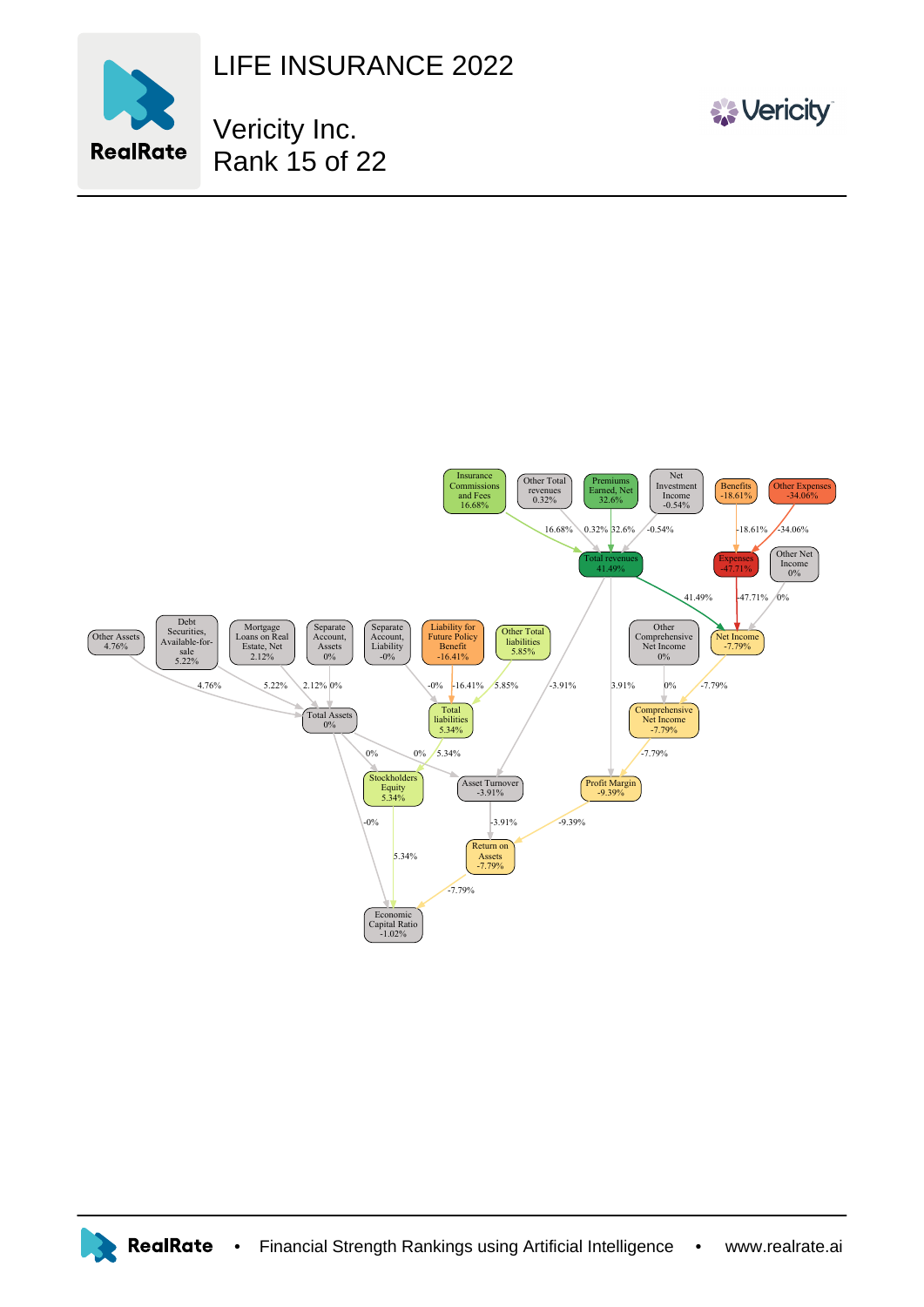# LIFE INSURANCE 2022

## Vericity Inc.
## Rank 15 of 22

Insurance Commissions and Fees 16.68%

Other Total revenues 0.32%

Premiums Earned, Net 32.6%

Net Investment Income -0.54%

Benefits -18.61%

Other Expenses -34.06%

Total revenues 41.49%

Expenses -47.71%

Other Net Income 0%

Other Assets 4.76%

Debt Securities, Available-for-sale 5.22%

Mortgage Loans on Real Estate, Net 2.12%

Separate Account, Assets 0%

Separate Account, Liability -0%

Liability for Future Policy Benefit -16.41%

Other Total liabilities 5.85%

Other Comprehensive Net Income 0%

Net Income -7.79%

Total Assets 0%

Total liabilities 5.34%

Comprehensive Net Income -7.79%

Stockholders Equity 5.34%

Asset Turnover -3.91%

Profit Margin -9.39%

Return on Assets -7.79%

Economic Capital Ratio -1.02%

RealRate • Financial Strength Rankings using Artificial Intelligence • www.realrate.ai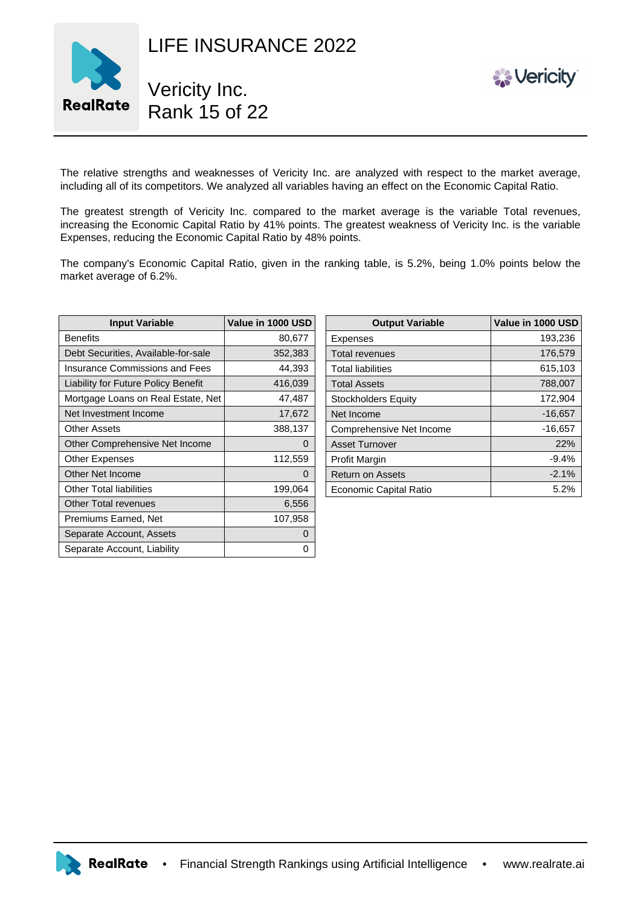# LIFE INSURANCE 2022

## Vericity Inc.
## Rank 15 of 22

The relative strengths and weaknesses of Vericity Inc. are analyzed with respect to the market average, including all of its competitors. We analyzed all variables having an effect on the Economic Capital Ratio.

The greatest strength of Vericity Inc. compared to the market average is the variable Total revenues, increasing the Economic Capital Ratio by 41% points. The greatest weakness of Vericity Inc. is the variable Expenses, reducing the Economic Capital Ratio by 48% points.

The company's Economic Capital Ratio, given in the ranking table, is 5.2%, being 1.0% points below the market average of 6.2%.

| Input Variable | Value in 1000 USD |
|---|---|
| Benefits | 80,677 |
| Debt Securities, Available-for-sale | 352,383 |
| Insurance Commissions and Fees | 44,393 |
| Liability for Future Policy Benefit | 416,039 |
| Mortgage Loans on Real Estate, Net | 47,487 |
| Net Investment Income | 17,672 |
| Other Assets | 388,137 |
| Other Comprehensive Net Income | 0 |
| Other Expenses | 112,559 |
| Other Net Income | 0 |
| Other Total liabilities | 199,064 |
| Other Total revenues | 6,556 |
| Premiums Earned, Net | 107,958 |
| Separate Account, Assets | 0 |
| Separate Account, Liability | 0 |

| Output Variable | Value in 1000 USD |
|---|---|
| Expenses | 193,236 |
| Total revenues | 176,579 |
| Total liabilities | 615,103 |
| Total Assets | 788,007 |
| Stockholders Equity | 172,904 |
| Net Income | -16,657 |
| Comprehensive Net Income | -16,657 |
| Asset Turnover | 22% |
| Profit Margin | -9.4% |
| Return on Assets | -2.1% |
| Economic Capital Ratio | 5.2% |

RealRate • Financial Strength Rankings using Artificial Intelligence • www.realrate.ai